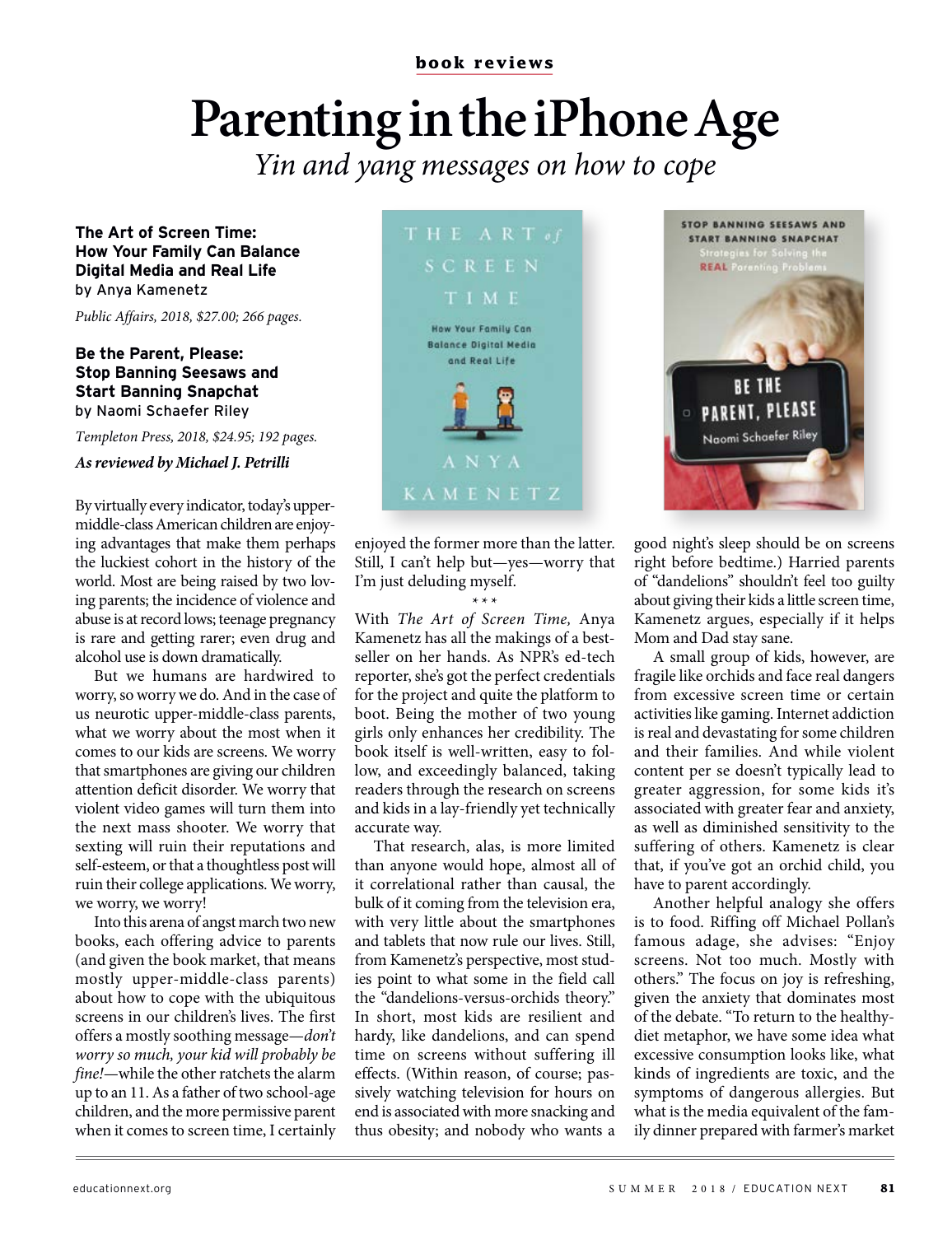book reviews

# Parenting in the iPhone Age

*Yin and yang messages on how to cope*

**The Art of Screen Time: How Your Family Can Balance Digital Media and Real Life**
by Anya Kamenetz

*Public Affairs, 2018, $27.00; 266 pages.*

**Be the Parent, Please: Stop Banning Seesaws and Start Banning Snapchat**
by Naomi Schaefer Riley

*Templeton Press, 2018, $24.95; 192 pages.*

***As reviewed by Michael J. Petrilli***

By virtually every indicator, today's upper-middle-class American children are enjoying advantages that make them perhaps the luckiest cohort in the history of the world. Most are being raised by two loving parents; the incidence of violence and abuse is at record lows; teenage pregnancy is rare and getting rarer; even drug and alcohol use is down dramatically.

But we humans are hardwired to worry, so worry we do. And in the case of us neurotic upper-middle-class parents, what we worry about the most when it comes to our kids are screens. We worry that smartphones are giving our children attention deficit disorder. We worry that violent video games will turn them into the next mass shooter. We worry that sexting will ruin their reputations and self-esteem, or that a thoughtless post will ruin their college applications. We worry, we worry, we worry!

Into this arena of angst march two new books, each offering advice to parents (and given the book market, that means mostly upper-middle-class parents) about how to cope with the ubiquitous screens in our children's lives. The first offers a mostly soothing message—*don't worry so much, your kid will probably be fine!*—while the other ratchets the alarm up to an 11. As a father of two school-age children, and the more permissive parent when it comes to screen time, I certainly enjoyed the former more than the latter. Still, I can't help but—yes—worry that I'm just deluding myself.

\* \* \*

With *The Art of Screen Time,* Anya Kamenetz has all the makings of a best-seller on her hands. As NPR's ed-tech reporter, she's got the perfect credentials for the project and quite the platform to boot. Being the mother of two young girls only enhances her credibility. The book itself is well-written, easy to follow, and exceedingly balanced, taking readers through the research on screens and kids in a lay-friendly yet technically accurate way.

That research, alas, is more limited than anyone would hope, almost all of it correlational rather than causal, the bulk of it coming from the television era, with very little about the smartphones and tablets that now rule our lives. Still, from Kamenetz's perspective, most studies point to what some in the field call the "dandelions-versus-orchids theory." In short, most kids are resilient and hardy, like dandelions, and can spend time on screens without suffering ill effects. (Within reason, of course; passively watching television for hours on end is associated with more snacking and thus obesity; and nobody who wants a good night's sleep should be on screens right before bedtime.) Harried parents of "dandelions" shouldn't feel too guilty about giving their kids a little screen time, Kamenetz argues, especially if it helps Mom and Dad stay sane.

A small group of kids, however, are fragile like orchids and face real dangers from excessive screen time or certain activities like gaming. Internet addiction is real and devastating for some children and their families. And while violent content per se doesn't typically lead to greater aggression, for some kids it's associated with greater fear and anxiety, as well as diminished sensitivity to the suffering of others. Kamenetz is clear that, if you've got an orchid child, you have to parent accordingly.

Another helpful analogy she offers is to food. Riffing off Michael Pollan's famous adage, she advises: "Enjoy screens. Not too much. Mostly with others." The focus on joy is refreshing, given the anxiety that dominates most of the debate. "To return to the healthy-diet metaphor, we have some idea what excessive consumption looks like, what kinds of ingredients are toxic, and the symptoms of dangerous allergies. But what is the media equivalent of the family dinner prepared with farmer's market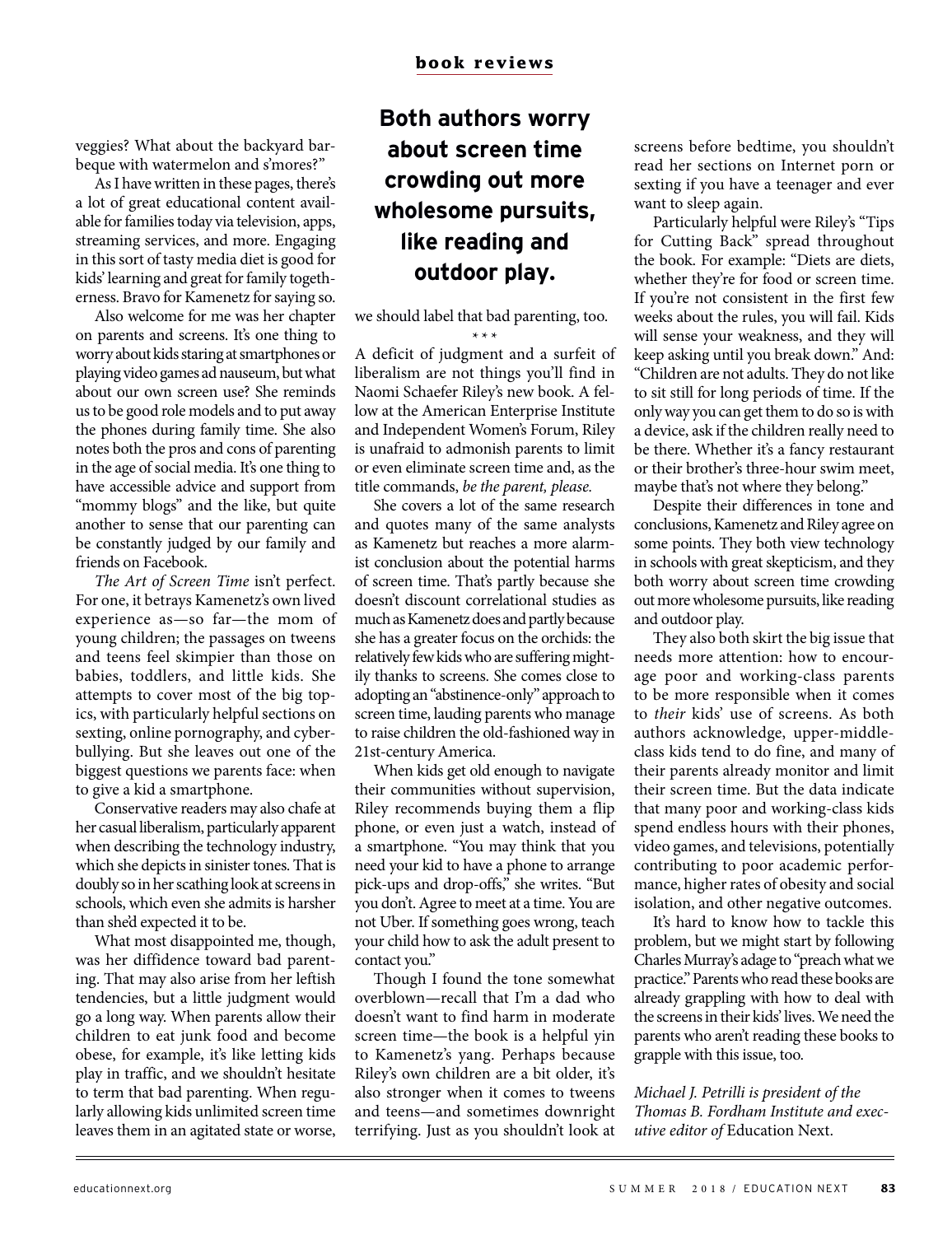veggies? What about the backyard barbeque with watermelon and s'mores?"

As I have written in these pages, there's a lot of great educational content available for families today via television, apps, streaming services, and more. Engaging in this sort of tasty media diet is good for kids' learning and great for family togetherness. Bravo for Kamenetz for saying so.

Also welcome for me was her chapter on parents and screens. It's one thing to worry about kids staring at smartphones or playing video games ad nauseum, but what about our own screen use? She reminds us to be good role models and to put away the phones during family time. She also notes both the pros and cons of parenting in the age of social media. It's one thing to have accessible advice and support from "mommy blogs" and the like, but quite another to sense that our parenting can be constantly judged by our family and friends on Facebook.

*The Art of Screen Time* isn't perfect. For one, it betrays Kamenetz's own lived experience as—so far—the mom of young children; the passages on tweens and teens feel skimpier than those on babies, toddlers, and little kids. She attempts to cover most of the big topics, with particularly helpful sections on sexting, online pornography, and cyberbullying. But she leaves out one of the biggest questions we parents face: when to give a kid a smartphone.

Conservative readers may also chafe at her casual liberalism, particularly apparent when describing the technology industry, which she depicts in sinister tones. That is doubly so in her scathing look at screens in schools, which even she admits is harsher than she'd expected it to be.

What most disappointed me, though, was her diffidence toward bad parenting. That may also arise from her leftish tendencies, but a little judgment would go a long way. When parents allow their children to eat junk food and become obese, for example, it's like letting kids play in traffic, and we shouldn't hesitate to term that bad parenting. When regularly allowing kids unlimited screen time leaves them in an agitated state or worse, we should label that bad parenting, too.

**Both authors worry about screen time crowding out more wholesome pursuits, like reading and outdoor play.**

\* \* \*

A deficit of judgment and a surfeit of liberalism are not things you'll find in Naomi Schaefer Riley's new book. A fellow at the American Enterprise Institute and Independent Women's Forum, Riley is unafraid to admonish parents to limit or even eliminate screen time and, as the title commands, *be the parent, please.*

She covers a lot of the same research and quotes many of the same analysts as Kamenetz but reaches a more alarmist conclusion about the potential harms of screen time. That's partly because she doesn't discount correlational studies as much as Kamenetz does and partly because she has a greater focus on the orchids: the relatively few kids who are suffering mightily thanks to screens. She comes close to adopting an "abstinence-only" approach to screen time, lauding parents who manage to raise children the old-fashioned way in 21st-century America.

When kids get old enough to navigate their communities without supervision, Riley recommends buying them a flip phone, or even just a watch, instead of a smartphone. "You may think that you need your kid to have a phone to arrange pick-ups and drop-offs," she writes. "But you don't. Agree to meet at a time. You are not Uber. If something goes wrong, teach your child how to ask the adult present to contact you."

Though I found the tone somewhat overblown—recall that I'm a dad who doesn't want to find harm in moderate screen time—the book is a helpful yin to Kamenetz's yang. Perhaps because Riley's own children are a bit older, it's also stronger when it comes to tweens and teens—and sometimes downright terrifying. Just as you shouldn't look at screens before bedtime, you shouldn't read her sections on Internet porn or sexting if you have a teenager and ever want to sleep again.

Particularly helpful were Riley's "Tips for Cutting Back" spread throughout the book. For example: "Diets are diets, whether they're for food or screen time. If you're not consistent in the first few weeks about the rules, you will fail. Kids will sense your weakness, and they will keep asking until you break down." And: "Children are not adults. They do not like to sit still for long periods of time. If the only way you can get them to do so is with a device, ask if the children really need to be there. Whether it's a fancy restaurant or their brother's three-hour swim meet, maybe that's not where they belong."

Despite their differences in tone and conclusions, Kamenetz and Riley agree on some points. They both view technology in schools with great skepticism, and they both worry about screen time crowding out more wholesome pursuits, like reading and outdoor play.

They also both skirt the big issue that needs more attention: how to encourage poor and working-class parents to be more responsible when it comes to *their* kids' use of screens. As both authors acknowledge, upper-middle-class kids tend to do fine, and many of their parents already monitor and limit their screen time. But the data indicate that many poor and working-class kids spend endless hours with their phones, video games, and televisions, potentially contributing to poor academic performance, higher rates of obesity and social isolation, and other negative outcomes.

It's hard to know how to tackle this problem, but we might start by following Charles Murray's adage to "preach what we practice." Parents who read these books are already grappling with how to deal with the screens in their kids' lives. We need the parents who aren't reading these books to grapple with this issue, too.

*Michael J. Petrilli is president of the Thomas B. Fordham Institute and executive editor of* Education Next.